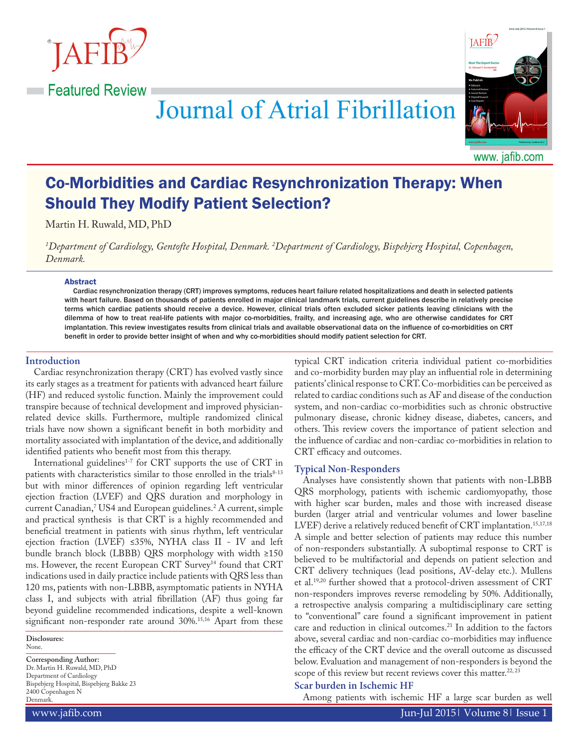Featured Review

# Co-Morbidities and Cardiac Resynchronization Therapy: When Should They Modify Patient Selection?

Martin H. Ruwald, MD, PhD

*[1]Department of Cardiology, Gentofte Hospital, Denmark. [2]Department of Cardiology, Bispebjerg Hospital, Copenhagen, Denmark.*

### Abstract

Cardiac resynchronization therapy (CRT) improves symptoms, reduces heart failure related hospitalizations and death in selected patients with heart failure. Based on thousands of patients enrolled in major clinical landmark trials, current guidelines describe in relatively precise terms which cardiac patients should receive a device. However, clinical trials often excluded sicker patients leaving clinicians with the dilemma of how to treat real-life patients with major co-morbidities, frailty, and increasing age, who are otherwise candidates for CRT implantation. This review investigates results from clinical trials and available observational data on the influence of co-morbidities on CRT benefit in order to provide better insight of when and why co-morbidities should modify patient selection for CRT.

## Introduction

Cardiac resynchronization therapy (CRT) has evolved vastly since its early stages as a treatment for patients with advanced heart failure (HF) and reduced systolic function. Mainly the improvement could transpire because of technical development and improved physician-related device skills. Furthermore, multiple randomized clinical trials have now shown a significant benefit in both morbidity and mortality associated with implantation of the device, and additionally identified patients who benefit most from this therapy.

International guidelines[1-7] for CRT supports the use of CRT in patients with characteristics similar to those enrolled in the trials[8-13] but with minor differences of opinion regarding left ventricular ejection fraction (LVEF) and QRS duration and morphology in current Canadian,[7] US4 and European guidelines.[2] A current, simple and practical synthesis is that CRT is a highly recommended and beneficial treatment in patients with sinus rhythm, left ventricular ejection fraction (LVEF) ≤35%, NYHA class II - IV and left bundle branch block (LBBB) QRS morphology with width ≥150 ms. However, the recent European CRT Survey[14] found that CRT indications used in daily practice include patients with QRS less than 120 ms, patients with non-LBBB, asymptomatic patients in NYHA class I, and subjects with atrial fibrillation (AF) thus going far beyond guideline recommended indications, despite a well-known significant non-responder rate around 30%.[15,16] Apart from these typical CRT indication criteria individual patient co-morbidities and co-morbidity burden may play an influential role in determining patients' clinical response to CRT. Co-morbidities can be perceived as related to cardiac conditions such as AF and disease of the conduction system, and non-cardiac co-morbidities such as chronic obstructive pulmonary disease, chronic kidney disease, diabetes, cancers, and others. This review covers the importance of patient selection and the influence of cardiac and non-cardiac co-morbidities in relation to CRT efficacy and outcomes.

## Typical Non-Responders

Analyses have consistently shown that patients with non-LBBB QRS morphology, patients with ischemic cardiomyopathy, those with higher scar burden, males and those with increased disease burden (larger atrial and ventricular volumes and lower baseline LVEF) derive a relatively reduced benefit of CRT implantation.[15,17,18] A simple and better selection of patients may reduce this number of non-responders substantially. A suboptimal response to CRT is believed to be multifactorial and depends on patient selection and CRT delivery techniques (lead positions, AV-delay etc.). Mullens et al.[19,20] further showed that a protocol-driven assessment of CRT non-responders improves reverse remodeling by 50%. Additionally, a retrospective analysis comparing a multidisciplinary care setting to "conventional" care found a significant improvement in patient care and reduction in clinical outcomes.[21] In addition to the factors above, several cardiac and non-cardiac co-morbidities may influence the efficacy of the CRT device and the overall outcome as discussed below. Evaluation and management of non-responders is beyond the scope of this review but recent reviews cover this matter.[22,23]

### Scar burden in Ischemic HF

Among patients with ischemic HF a large scar burden as well

**Disclosures:**
None.

**Corresponding Author:**
Dr. Martin H. Ruwald, MD, PhD
Department of Cardiology
Bispebjerg Hospital, Bispebjerg Bakke 23
2400 Copenhagen N
Denmark.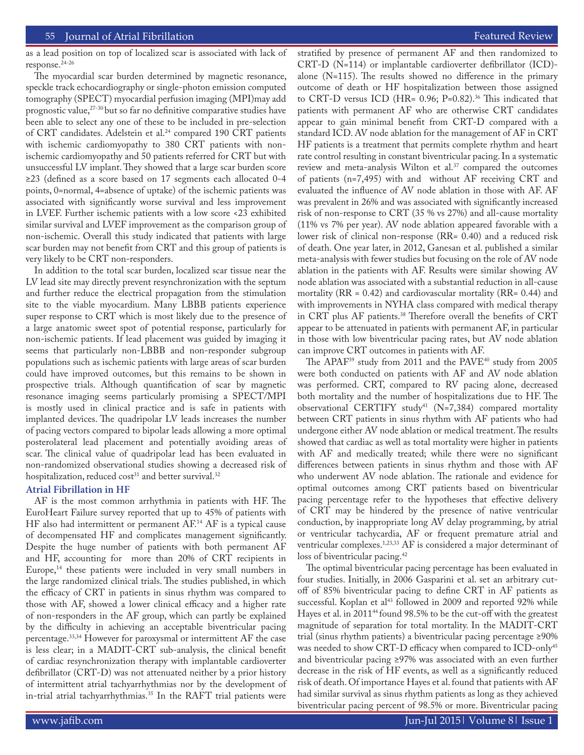as a lead position on top of localized scar is associated with lack of response.[24-26]

The myocardial scar burden determined by magnetic resonance, speckle track echocardiography or single-photon emission computed tomography (SPECT) myocardial perfusion imaging (MPI)may add prognostic value,[27-30] but so far no definitive comparative studies have been able to select any one of these to be included in pre-selection of CRT candidates. Adelstein et al.[24] compared 190 CRT patients with ischemic cardiomyopathy to 380 CRT patients with non-ischemic cardiomyopathy and 50 patients referred for CRT but with unsuccessful LV implant. They showed that a large scar burden score ≥23 (defined as a score based on 17 segments each allocated 0-4 points, 0=normal, 4=absence of uptake) of the ischemic patients was associated with significantly worse survival and less improvement in LVEF. Further ischemic patients with a low score <23 exhibited similar survival and LVEF improvement as the comparison group of non-ischemic. Overall this study indicated that patients with large scar burden may not benefit from CRT and this group of patients is very likely to be CRT non-responders.

In addition to the total scar burden, localized scar tissue near the LV lead site may directly prevent resynchronization with the septum and further reduce the electrical propagation from the stimulation site to the viable myocardium. Many LBBB patients experience super response to CRT which is most likely due to the presence of a large anatomic sweet spot of potential response, particularly for non-ischemic patients. If lead placement was guided by imaging it seems that particularly non-LBBB and non-responder subgroup populations such as ischemic patients with large areas of scar burden could have improved outcomes, but this remains to be shown in prospective trials. Although quantification of scar by magnetic resonance imaging seems particularly promising a SPECT/MPI is mostly used in clinical practice and is safe in patients with implanted devices. The quadripolar LV leads increases the number of pacing vectors compared to bipolar leads allowing a more optimal posterolateral lead placement and potentially avoiding areas of scar. The clinical value of quadripolar lead has been evaluated in non-randomized observational studies showing a decreased risk of hospitalization, reduced cost[31] and better survival.[32]

## Atrial Fibrillation in HF

AF is the most common arrhythmia in patients with HF. The EuroHeart Failure survey reported that up to 45% of patients with HF also had intermittent or permanent AF.[14] AF is a typical cause of decompensated HF and complicates management significantly. Despite the huge number of patients with both permanent AF and HF, accounting for more than 20% of CRT recipients in Europe,[14] these patients were included in very small numbers in the large randomized clinical trials. The studies published, in which the efficacy of CRT in patients in sinus rhythm was compared to those with AF, showed a lower clinical efficacy and a higher rate of non-responders in the AF group, which can partly be explained by the difficulty in achieving an acceptable biventricular pacing percentage.[33,34] However for paroxysmal or intermittent AF the case is less clear; in a MADIT-CRT sub-analysis, the clinical benefit of cardiac resynchronization therapy with implantable cardioverter defibrillator (CRT-D) was not attenuated neither by a prior history of intermittent atrial tachyarrhythmias nor by the development of in-trial atrial tachyarrhythmias.[35] In the RAFT trial patients were stratified by presence of permanent AF and then randomized to CRT-D (N=114) or implantable cardioverter defibrillator (ICD)-alone (N=115). The results showed no difference in the primary outcome of death or HF hospitalization between those assigned to CRT-D versus ICD (HR= 0.96; P=0.82).[36] This indicated that patients with permanent AF who are otherwise CRT candidates appear to gain minimal benefit from CRT-D compared with a standard ICD. AV node ablation for the management of AF in CRT HF patients is a treatment that permits complete rhythm and heart rate control resulting in constant biventricular pacing. In a systematic review and meta-analysis Wilton et al.[37] compared the outcomes of patients (n=7,495) with and without AF receiving CRT and evaluated the influence of AV node ablation in those with AF. AF was prevalent in 26% and was associated with significantly increased risk of non-response to CRT (35 % vs 27%) and all-cause mortality (11% vs 7% per year). AV node ablation appeared favorable with a lower risk of clinical non-response (RR= 0.40) and a reduced risk of death. One year later, in 2012, Ganesan et al. published a similar meta-analysis with fewer studies but focusing on the role of AV node ablation in the patients with AF. Results were similar showing AV node ablation was associated with a substantial reduction in all-cause mortality (RR = 0.42) and cardiovascular mortality (RR= 0.44) and with improvements in NYHA class compared with medical therapy in CRT plus AF patients.[38] Therefore overall the benefits of CRT appear to be attenuated in patients with permanent AF, in particular in those with low biventricular pacing rates, but AV node ablation can improve CRT outcomes in patients with AF.

The APAF[39] study from 2011 and the PAVE[40] study from 2005 were both conducted on patients with AF and AV node ablation was performed. CRT, compared to RV pacing alone, decreased both mortality and the number of hospitalizations due to HF. The observational CERTIFY study[41] (N=7,384) compared mortality between CRT patients in sinus rhythm with AF patients who had undergone either AV node ablation or medical treatment. The results showed that cardiac as well as total mortality were higher in patients with AF and medically treated; while there were no significant differences between patients in sinus rhythm and those with AF who underwent AV node ablation. The rationale and evidence for optimal outcomes among CRT patients based on biventricular pacing percentage refer to the hypotheses that effective delivery of CRT may be hindered by the presence of native ventricular conduction, by inappropriate long AV delay programming, by atrial or ventricular tachycardia, AF or frequent premature atrial and ventricular complexes.[1,23,33] AF is considered a major determinant of loss of biventricular pacing.[42]

The optimal biventricular pacing percentage has been evaluated in four studies. Initially, in 2006 Gasparini et al. set an arbitrary cut-off of 85% biventricular pacing to define CRT in AF patients as successful. Koplan et al[43] followed in 2009 and reported 92% while Hayes et al. in 2011[44] found 98.5% to be the cut-off with the greatest magnitude of separation for total mortality. In the MADIT-CRT trial (sinus rhythm patients) a biventricular pacing percentage ≥90% was needed to show CRT-D efficacy when compared to ICD-only[45] and biventricular pacing ≥97% was associated with an even further decrease in the risk of HF events, as well as a significantly reduced risk of death. Of importance Hayes et al. found that patients with AF had similar survival as sinus rhythm patients as long as they achieved biventricular pacing percent of 98.5% or more. Biventricular pacing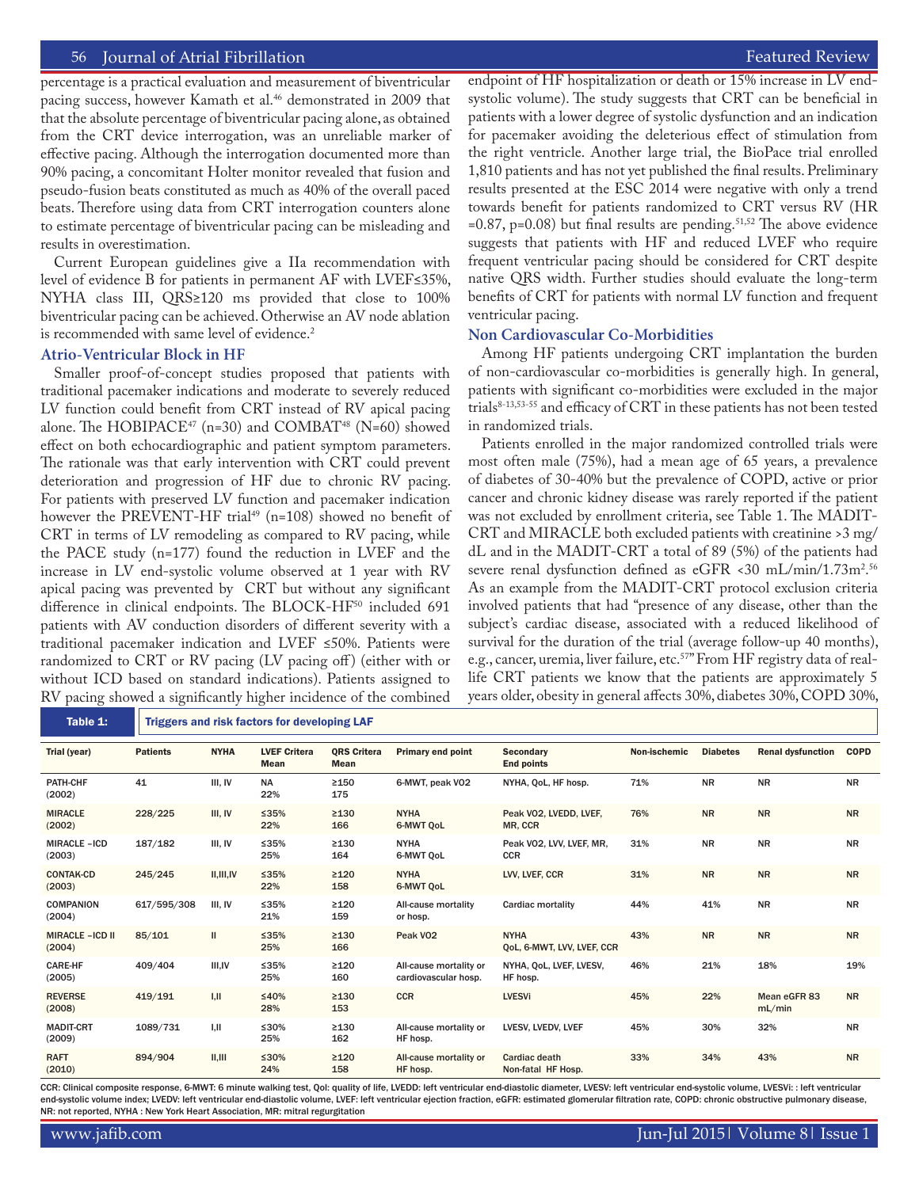percentage is a practical evaluation and measurement of biventricular pacing success, however Kamath et al.[46] demonstrated in 2009 that that the absolute percentage of biventricular pacing alone, as obtained from the CRT device interrogation, was an unreliable marker of effective pacing. Although the interrogation documented more than 90% pacing, a concomitant Holter monitor revealed that fusion and pseudo-fusion beats constituted as much as 40% of the overall paced beats. Therefore using data from CRT interrogation counters alone to estimate percentage of biventricular pacing can be misleading and results in overestimation.

Current European guidelines give a IIa recommendation with level of evidence B for patients in permanent AF with LVEF≤35%, NYHA class III, QRS≥120 ms provided that close to 100% biventricular pacing can be achieved. Otherwise an AV node ablation is recommended with same level of evidence.[2]

### Atrio-Ventricular Block in HF

Smaller proof-of-concept studies proposed that patients with traditional pacemaker indications and moderate to severely reduced LV function could benefit from CRT instead of RV apical pacing alone. The HOBIPACE[47] (n=30) and COMBAT[48] (N=60) showed effect on both echocardiographic and patient symptom parameters. The rationale was that early intervention with CRT could prevent deterioration and progression of HF due to chronic RV pacing. For patients with preserved LV function and pacemaker indication however the PREVENT-HF trial[49] (n=108) showed no benefit of CRT in terms of LV remodeling as compared to RV pacing, while the PACE study (n=177) found the reduction in LVEF and the increase in LV end-systolic volume observed at 1 year with RV apical pacing was prevented by CRT but without any significant difference in clinical endpoints. The BLOCK-HF[50] included 691 patients with AV conduction disorders of different severity with a traditional pacemaker indication and LVEF ≤50%. Patients were randomized to CRT or RV pacing (LV pacing off) (either with or without ICD based on standard indications). Patients assigned to RV pacing showed a significantly higher incidence of the combined endpoint of HF hospitalization or death or 15% increase in LV end-systolic volume). The study suggests that CRT can be beneficial in patients with a lower degree of systolic dysfunction and an indication for pacemaker avoiding the deleterious effect of stimulation from the right ventricle. Another large trial, the BioPace trial enrolled 1,810 patients and has not yet published the final results. Preliminary results presented at the ESC 2014 were negative with only a trend towards benefit for patients randomized to CRT versus RV (HR =0.87, p=0.08) but final results are pending.[51,52] The above evidence suggests that patients with HF and reduced LVEF who require frequent ventricular pacing should be considered for CRT despite native QRS width. Further studies should evaluate the long-term benefits of CRT for patients with normal LV function and frequent ventricular pacing.

### Non Cardiovascular Co-Morbidities

Among HF patients undergoing CRT implantation the burden of non-cardiovascular co-morbidities is generally high. In general, patients with significant co-morbidities were excluded in the major trials[8-13,53-55] and efficacy of CRT in these patients has not been tested in randomized trials.

Patients enrolled in the major randomized controlled trials were most often male (75%), had a mean age of 65 years, a prevalence of diabetes of 30-40% but the prevalence of COPD, active or prior cancer and chronic kidney disease was rarely reported if the patient was not excluded by enrollment criteria, see Table 1. The MADIT-CRT and MIRACLE both excluded patients with creatinine >3 mg/dL and in the MADIT-CRT a total of 89 (5%) of the patients had severe renal dysfunction defined as eGFR <30 mL/min/1.73m$^2$.[56] As an example from the MADIT-CRT protocol exclusion criteria involved patients that had "presence of any disease, other than the subject's cardiac disease, associated with a reduced likelihood of survival for the duration of the trial (average follow-up 40 months), e.g., cancer, uremia, liver failure, etc.[57]" From HF registry data of real-life CRT patients we know that the patients are approximately 5 years older, obesity in general affects 30%, diabetes 30%, COPD 30%,

**Table 1: Triggers and risk factors for developing LAF**

| Trial (year) | Patients | NYHA | LVEF Critera Mean | QRS Critera Mean | Primary end point | Secondary End points | Non-ischemic | Diabetes | Renal dysfunction | COPD |
|---|---|---|---|---|---|---|---|---|---|---|
| PATH-CHF (2002) | 41 | III, IV | NA 22% | ≥150 175 | 6-MWT, peak VO2 | NYHA, QoL, HF hosp. | 71% | NR | NR | NR |
| MIRACLE (2002) | 228/225 | III, IV | ≤35% 22% | ≥130 166 | NYHA 6-MWT QoL | Peak VO2, LVEDD, LVEF, MR, CCR | 76% | NR | NR | NR |
| MIRACLE –ICD (2003) | 187/182 | III, IV | ≤35% 25% | ≥130 164 | NYHA 6-MWT QoL | Peak VO2, LVV, LVEF, MR, CCR | 31% | NR | NR | NR |
| CONTAK-CD (2003) | 245/245 | II,III,IV | ≤35% 22% | ≥120 158 | NYHA 6-MWT QoL | LVV, LVEF, CCR | 31% | NR | NR | NR |
| COMPANION (2004) | 617/595/308 | III, IV | ≤35% 21% | ≥120 159 | All-cause mortality or hosp. | Cardiac mortality | 44% | 41% | NR | NR |
| MIRACLE –ICD II (2004) | 85/101 | II | ≤35% 25% | ≥130 166 | Peak VO2 | NYHA QoL, 6-MWT, LVV, LVEF, CCR | 43% | NR | NR | NR |
| CARE-HF (2005) | 409/404 | III,IV | ≤35% 25% | ≥120 160 | All-cause mortality or cardiovascular hosp. | NYHA, QoL, LVEF, LVESV, HF hosp. | 46% | 21% | 18% | 19% |
| REVERSE (2008) | 419/191 | I,II | ≤40% 28% | ≥130 153 | CCR | LVESVi | 45% | 22% | Mean eGFR 83 mL/min | NR |
| MADIT-CRT (2009) | 1089/731 | I,II | ≤30% 25% | ≥130 162 | All-cause mortality or HF hosp. | LVESV, LVEDV, LVEF | 45% | 30% | 32% | NR |
| RAFT (2010) | 894/904 | II,III | ≤30% 24% | ≥120 158 | All-cause mortality or HF hosp. | Cardiac death Non-fatal HF Hosp. | 33% | 34% | 43% | NR |

CCR: Clinical composite response, 6-MWT: 6 minute walking test, Qol: quality of life, LVEDD: left ventricular end-diastolic diameter, LVESV: left ventricular end-systolic volume, LVESVi: : left ventricular end-systolic volume index; LVEDV: left ventricular end-diastolic volume, LVEF: left ventricular ejection fraction, eGFR: estimated glomerular filtration rate, COPD: chronic obstructive pulmonary disease, NR: not reported, NYHA : New York Heart Association, MR: mitral regurgitation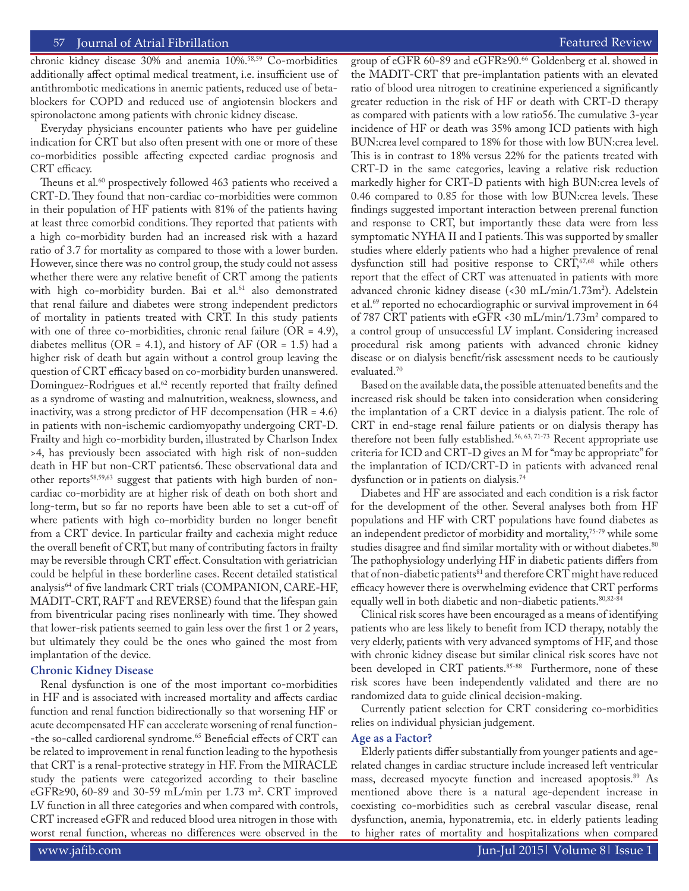chronic kidney disease 30% and anemia 10%.[58,59] Co-morbidities additionally affect optimal medical treatment, i.e. insufficient use of antithrombotic medications in anemic patients, reduced use of beta-blockers for COPD and reduced use of angiotensin blockers and spironolactone among patients with chronic kidney disease.

Everyday physicians encounter patients who have per guideline indication for CRT but also often present with one or more of these co-morbidities possible affecting expected cardiac prognosis and CRT efficacy.

Theuns et al.[60] prospectively followed 463 patients who received a CRT-D. They found that non-cardiac co-morbidities were common in their population of HF patients with 81% of the patients having at least three comorbid conditions. They reported that patients with a high co-morbidity burden had an increased risk with a hazard ratio of 3.7 for mortality as compared to those with a lower burden. However, since there was no control group, the study could not assess whether there were any relative benefit of CRT among the patients with high co-morbidity burden. Bai et al.[61] also demonstrated that renal failure and diabetes were strong independent predictors of mortality in patients treated with CRT. In this study patients with one of three co-morbidities, chronic renal failure (OR = 4.9), diabetes mellitus (OR = 4.1), and history of AF (OR = 1.5) had a higher risk of death but again without a control group leaving the question of CRT efficacy based on co-morbidity burden unanswered. Dominguez-Rodrigues et al.[62] recently reported that frailty defined as a syndrome of wasting and malnutrition, weakness, slowness, and inactivity, was a strong predictor of HF decompensation (HR = 4.6) in patients with non-ischemic cardiomyopathy undergoing CRT-D. Frailty and high co-morbidity burden, illustrated by Charlson Index >4, has previously been associated with high risk of non-sudden death in HF but non-CRT patients6. These observational data and other reports[58,59,63] suggest that patients with high burden of non-cardiac co-morbidity are at higher risk of death on both short and long-term, but so far no reports have been able to set a cut-off of where patients with high co-morbidity burden no longer benefit from a CRT device. In particular frailty and cachexia might reduce the overall benefit of CRT, but many of contributing factors in frailty may be reversible through CRT effect. Consultation with geriatrician could be helpful in these borderline cases. Recent detailed statistical analysis[64] of five landmark CRT trials (COMPANION, CARE-HF, MADIT-CRT, RAFT and REVERSE) found that the lifespan gain from biventricular pacing rises nonlinearly with time. They showed that lower-risk patients seemed to gain less over the first 1 or 2 years, but ultimately they could be the ones who gained the most from implantation of the device.

### Chronic Kidney Disease

Renal dysfunction is one of the most important co-morbidities in HF and is associated with increased mortality and affects cardiac function and renal function bidirectionally so that worsening HF or acute decompensated HF can accelerate worsening of renal function--the so-called cardiorenal syndrome.[65] Beneficial effects of CRT can be related to improvement in renal function leading to the hypothesis that CRT is a renal-protective strategy in HF. From the MIRACLE study the patients were categorized according to their baseline eGFR≥90, 60-89 and 30-59 mL/min per 1.73 $m^2$. CRT improved LV function in all three categories and when compared with controls, CRT increased eGFR and reduced blood urea nitrogen in those with worst renal function, whereas no differences were observed in the group of eGFR 60-89 and eGFR≥90.[66] Goldenberg et al. showed in the MADIT-CRT that pre-implantation patients with an elevated ratio of blood urea nitrogen to creatinine experienced a significantly greater reduction in the risk of HF or death with CRT-D therapy as compared with patients with a low ratio56. The cumulative 3-year incidence of HF or death was 35% among ICD patients with high BUN:crea level compared to 18% for those with low BUN:crea level. This is in contrast to 18% versus 22% for the patients treated with CRT-D in the same categories, leaving a relative risk reduction markedly higher for CRT-D patients with high BUN:crea levels of 0.46 compared to 0.85 for those with low BUN:crea levels. These findings suggested important interaction between prerenal function and response to CRT, but importantly these data were from less symptomatic NYHA II and I patients. This was supported by smaller studies where elderly patients who had a higher prevalence of renal dysfunction still had positive response to CRT,[67,68] while others report that the effect of CRT was attenuated in patients with more advanced chronic kidney disease (<30 mL/min/1.73$m^2$). Adelstein et al.[69] reported no echocardiographic or survival improvement in 64 of 787 CRT patients with eGFR <30 mL/min/1.73$m^2$ compared to a control group of unsuccessful LV implant. Considering increased procedural risk among patients with advanced chronic kidney disease or on dialysis benefit/risk assessment needs to be cautiously evaluated.[70]

Based on the available data, the possible attenuated benefits and the increased risk should be taken into consideration when considering the implantation of a CRT device in a dialysis patient. The role of CRT in end-stage renal failure patients or on dialysis therapy has therefore not been fully established.[56, 63, 71-73] Recent appropriate use criteria for ICD and CRT-D gives an M for "may be appropriate" for the implantation of ICD/CRT-D in patients with advanced renal dysfunction or in patients on dialysis.[74]

Diabetes and HF are associated and each condition is a risk factor for the development of the other. Several analyses both from HF populations and HF with CRT populations have found diabetes as an independent predictor of morbidity and mortality,[75-79] while some studies disagree and find similar mortality with or without diabetes.[80] The pathophysiology underlying HF in diabetic patients differs from that of non-diabetic patients[81] and therefore CRT might have reduced efficacy however there is overwhelming evidence that CRT performs equally well in both diabetic and non-diabetic patients.[80,82-84]

Clinical risk scores have been encouraged as a means of identifying patients who are less likely to benefit from ICD therapy, notably the very elderly, patients with very advanced symptoms of HF, and those with chronic kidney disease but similar clinical risk scores have not been developed in CRT patients.[85-88] Furthermore, none of these risk scores have been independently validated and there are no randomized data to guide clinical decision-making.

Currently patient selection for CRT considering co-morbidities relies on individual physician judgement.

### Age as a Factor?

Elderly patients differ substantially from younger patients and age-related changes in cardiac structure include increased left ventricular mass, decreased myocyte function and increased apoptosis.[89] As mentioned above there is a natural age-dependent increase in coexisting co-morbidities such as cerebral vascular disease, renal dysfunction, anemia, hyponatremia, etc. in elderly patients leading to higher rates of mortality and hospitalizations when compared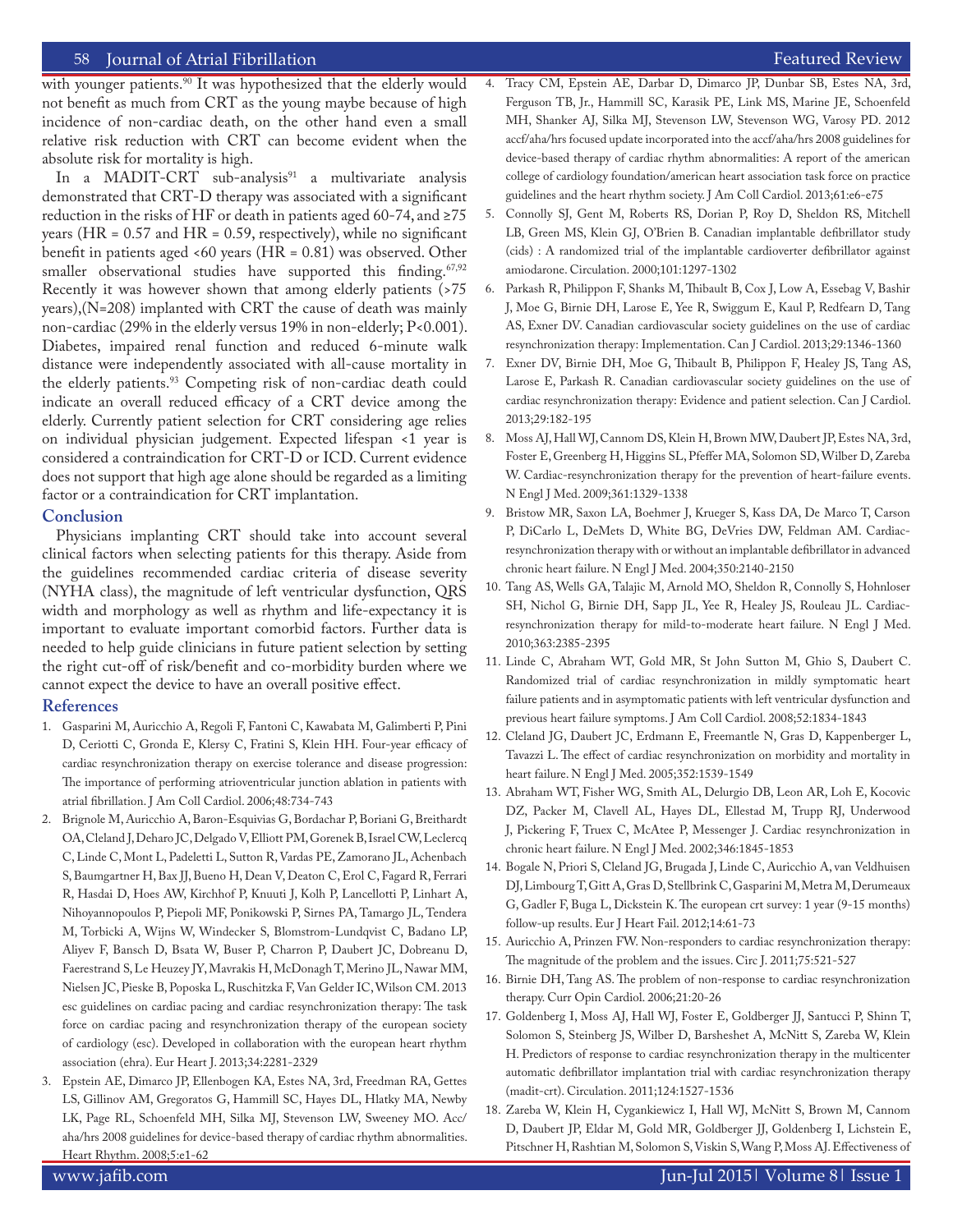with younger patients.[90] It was hypothesized that the elderly would not benefit as much from CRT as the young maybe because of high incidence of non-cardiac death, on the other hand even a small relative risk reduction with CRT can become evident when the absolute risk for mortality is high.

In a MADIT-CRT sub-analysis[91] a multivariate analysis demonstrated that CRT-D therapy was associated with a significant reduction in the risks of HF or death in patients aged 60-74, and ≥75 years (HR = 0.57 and HR = 0.59, respectively), while no significant benefit in patients aged <60 years (HR = 0.81) was observed. Other smaller observational studies have supported this finding.[67,92] Recently it was however shown that among elderly patients (>75 years),(N=208) implanted with CRT the cause of death was mainly non-cardiac (29% in the elderly versus 19% in non-elderly; P<0.001). Diabetes, impaired renal function and reduced 6-minute walk distance were independently associated with all-cause mortality in the elderly patients.[93] Competing risk of non-cardiac death could indicate an overall reduced efficacy of a CRT device among the elderly. Currently patient selection for CRT considering age relies on individual physician judgement. Expected lifespan <1 year is considered a contraindication for CRT-D or ICD. Current evidence does not support that high age alone should be regarded as a limiting factor or a contraindication for CRT implantation.

## Conclusion

Physicians implanting CRT should take into account several clinical factors when selecting patients for this therapy. Aside from the guidelines recommended cardiac criteria of disease severity (NYHA class), the magnitude of left ventricular dysfunction, QRS width and morphology as well as rhythm and life-expectancy it is important to evaluate important comorbid factors. Further data is needed to help guide clinicians in future patient selection by setting the right cut-off of risk/benefit and co-morbidity burden where we cannot expect the device to have an overall positive effect.

## References

1. Gasparini M, Auricchio A, Regoli F, Fantoni C, Kawabata M, Galimberti P, Pini D, Ceriotti C, Gronda E, Klersy C, Fratini S, Klein HH. Four-year efficacy of cardiac resynchronization therapy on exercise tolerance and disease progression: The importance of performing atrioventricular junction ablation in patients with atrial fibrillation. J Am Coll Cardiol. 2006;48:734-743
2. Brignole M, Auricchio A, Baron-Esquivias G, Bordachar P, Boriani G, Breithardt OA, Cleland J, Deharo JC, Delgado V, Elliott PM, Gorenek B, Israel CW, Leclercq C, Linde C, Mont L, Padeletti L, Sutton R, Vardas PE, Zamorano JL, Achenbach S, Baumgartner H, Bax JJ, Bueno H, Dean V, Deaton C, Erol C, Fagard R, Ferrari R, Hasdai D, Hoes AW, Kirchhof P, Knuuti J, Kolh P, Lancellotti P, Linhart A, Nihoyannopoulos P, Piepoli MF, Ponikowski P, Sirnes PA, Tamargo JL, Tendera M, Torbicki A, Wijns W, Windecker S, Blomstrom-Lundqvist C, Badano LP, Aliyev F, Bansch D, Bsata W, Buser P, Charron P, Daubert JC, Dobreanu D, Faerestrand S, Le Heuzey JY, Mavrakis H, McDonagh T, Merino JL, Nawar MM, Nielsen JC, Pieske B, Poposka L, Ruschitzka F, Van Gelder IC, Wilson CM. 2013 esc guidelines on cardiac pacing and cardiac resynchronization therapy: The task force on cardiac pacing and resynchronization therapy of the european society of cardiology (esc). Developed in collaboration with the european heart rhythm association (ehra). Eur Heart J. 2013;34:2281-2329
3. Epstein AE, Dimarco JP, Ellenbogen KA, Estes NA, 3rd, Freedman RA, Gettes LS, Gillinov AM, Gregoratos G, Hammill SC, Hayes DL, Hlatky MA, Newby LK, Page RL, Schoenfeld MH, Silka MJ, Stevenson LW, Sweeney MO. Acc/aha/hrs 2008 guidelines for device-based therapy of cardiac rhythm abnormalities. Heart Rhythm. 2008;5:e1-62
4. Tracy CM, Epstein AE, Darbar D, Dimarco JP, Dunbar SB, Estes NA, 3rd, Ferguson TB, Jr., Hammill SC, Karasik PE, Link MS, Marine JE, Schoenfeld MH, Shanker AJ, Silka MJ, Stevenson LW, Stevenson WG, Varosy PD. 2012 accf/aha/hrs focused update incorporated into the accf/aha/hrs 2008 guidelines for device-based therapy of cardiac rhythm abnormalities: A report of the american college of cardiology foundation/american heart association task force on practice guidelines and the heart rhythm society. J Am Coll Cardiol. 2013;61:e6-e75
5. Connolly SJ, Gent M, Roberts RS, Dorian P, Roy D, Sheldon RS, Mitchell LB, Green MS, Klein GJ, O'Brien B. Canadian implantable defibrillator study (cids) : A randomized trial of the implantable cardioverter defibrillator against amiodarone. Circulation. 2000;101:1297-1302
6. Parkash R, Philippon F, Shanks M, Thibault B, Cox J, Low A, Essebag V, Bashir J, Moe G, Birnie DH, Larose E, Yee R, Swiggum E, Kaul P, Redfearn D, Tang AS, Exner DV. Canadian cardiovascular society guidelines on the use of cardiac resynchronization therapy: Implementation. Can J Cardiol. 2013;29:1346-1360
7. Exner DV, Birnie DH, Moe G, Thibault B, Philippon F, Healey JS, Tang AS, Larose E, Parkash R. Canadian cardiovascular society guidelines on the use of cardiac resynchronization therapy: Evidence and patient selection. Can J Cardiol. 2013;29:182-195
8. Moss AJ, Hall WJ, Cannom DS, Klein H, Brown MW, Daubert JP, Estes NA, 3rd, Foster E, Greenberg H, Higgins SL, Pfeffer MA, Solomon SD, Wilber D, Zareba W. Cardiac-resynchronization therapy for the prevention of heart-failure events. N Engl J Med. 2009;361:1329-1338
9. Bristow MR, Saxon LA, Boehmer J, Krueger S, Kass DA, De Marco T, Carson P, DiCarlo L, DeMets D, White BG, DeVries DW, Feldman AM. Cardiac-resynchronization therapy with or without an implantable defibrillator in advanced chronic heart failure. N Engl J Med. 2004;350:2140-2150
10. Tang AS, Wells GA, Talajic M, Arnold MO, Sheldon R, Connolly S, Hohnloser SH, Nichol G, Birnie DH, Sapp JL, Yee R, Healey JS, Rouleau JL. Cardiac-resynchronization therapy for mild-to-moderate heart failure. N Engl J Med. 2010;363:2385-2395
11. Linde C, Abraham WT, Gold MR, St John Sutton M, Ghio S, Daubert C. Randomized trial of cardiac resynchronization in mildly symptomatic heart failure patients and in asymptomatic patients with left ventricular dysfunction and previous heart failure symptoms. J Am Coll Cardiol. 2008;52:1834-1843
12. Cleland JG, Daubert JC, Erdmann E, Freemantle N, Gras D, Kappenberger L, Tavazzi L. The effect of cardiac resynchronization on morbidity and mortality in heart failure. N Engl J Med. 2005;352:1539-1549
13. Abraham WT, Fisher WG, Smith AL, Delurgio DB, Leon AR, Loh E, Kocovic DZ, Packer M, Clavell AL, Hayes DL, Ellestad M, Trupp RJ, Underwood J, Pickering F, Truex C, McAtee P, Messenger J. Cardiac resynchronization in chronic heart failure. N Engl J Med. 2002;346:1845-1853
14. Bogale N, Priori S, Cleland JG, Brugada J, Linde C, Auricchio A, van Veldhuisen DJ, Limbourg T, Gitt A, Gras D, Stellbrink C, Gasparini M, Metra M, Derumeaux G, Gadler F, Buga L, Dickstein K. The european crt survey: 1 year (9-15 months) follow-up results. Eur J Heart Fail. 2012;14:61-73
15. Auricchio A, Prinzen FW. Non-responders to cardiac resynchronization therapy: The magnitude of the problem and the issues. Circ J. 2011;75:521-527
16. Birnie DH, Tang AS. The problem of non-response to cardiac resynchronization therapy. Curr Opin Cardiol. 2006;21:20-26
17. Goldenberg I, Moss AJ, Hall WJ, Foster E, Goldberger JJ, Santucci P, Shinn T, Solomon S, Steinberg JS, Wilber D, Barsheshet A, McNitt S, Zareba W, Klein H. Predictors of response to cardiac resynchronization therapy in the multicenter automatic defibrillator implantation trial with cardiac resynchronization therapy (madit-crt). Circulation. 2011;124:1527-1536
18. Zareba W, Klein H, Cygankiewicz I, Hall WJ, McNitt S, Brown M, Cannom D, Daubert JP, Eldar M, Gold MR, Goldberger JJ, Goldenberg I, Lichstein E, Pitschner H, Rashtian M, Solomon S, Viskin S, Wang P, Moss AJ. Effectiveness of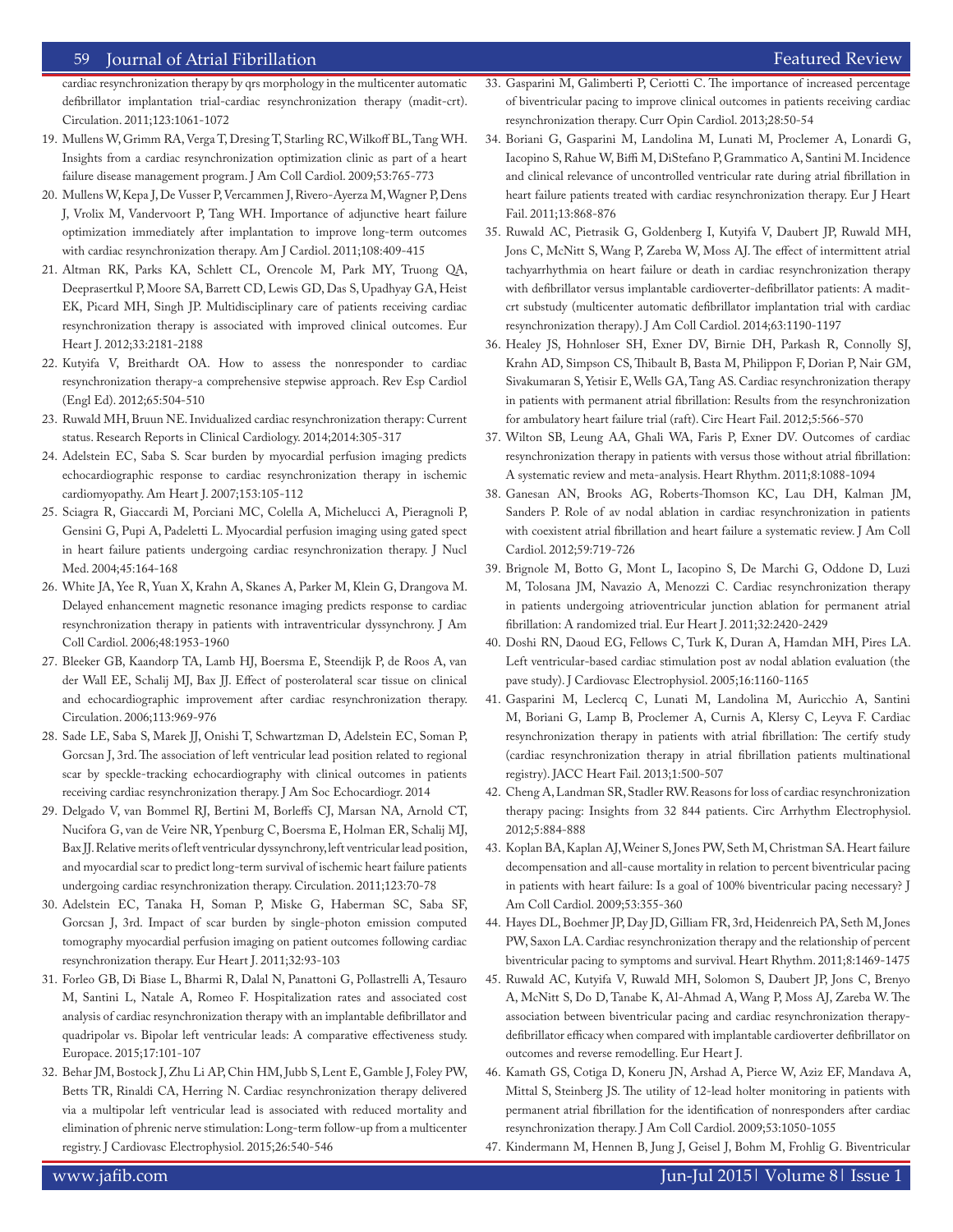cardiac resynchronization therapy by qrs morphology in the multicenter automatic defibrillator implantation trial-cardiac resynchronization therapy (madit-crt). Circulation. 2011;123:1061-1072

19. Mullens W, Grimm RA, Verga T, Dresing T, Starling RC, Wilkoff BL, Tang WH. Insights from a cardiac resynchronization optimization clinic as part of a heart failure disease management program. J Am Coll Cardiol. 2009;53:765-773
20. Mullens W, Kepa J, De Vusser P, Vercammen J, Rivero-Ayerza M, Wagner P, Dens J, Vrolix M, Vandervoort P, Tang WH. Importance of adjunctive heart failure optimization immediately after implantation to improve long-term outcomes with cardiac resynchronization therapy. Am J Cardiol. 2011;108:409-415
21. Altman RK, Parks KA, Schlett CL, Orencole M, Park MY, Truong QA, Deeprasertkul P, Moore SA, Barrett CD, Lewis GD, Das S, Upadhyay GA, Heist EK, Picard MH, Singh JP. Multidisciplinary care of patients receiving cardiac resynchronization therapy is associated with improved clinical outcomes. Eur Heart J. 2012;33:2181-2188
22. Kutyifa V, Breithardt OA. How to assess the nonresponder to cardiac resynchronization therapy-a comprehensive stepwise approach. Rev Esp Cardiol (Engl Ed). 2012;65:504-510
23. Ruwald MH, Bruun NE. Invidualized cardiac resynchronization therapy: Current status. Research Reports in Clinical Cardiology. 2014;2014:305-317
24. Adelstein EC, Saba S. Scar burden by myocardial perfusion imaging predicts echocardiographic response to cardiac resynchronization therapy in ischemic cardiomyopathy. Am Heart J. 2007;153:105-112
25. Sciagra R, Giaccardi M, Porciani MC, Colella A, Michelucci A, Pieragnoli P, Gensini G, Pupi A, Padeletti L. Myocardial perfusion imaging using gated spect in heart failure patients undergoing cardiac resynchronization therapy. J Nucl Med. 2004;45:164-168
26. White JA, Yee R, Yuan X, Krahn A, Skanes A, Parker M, Klein G, Drangova M. Delayed enhancement magnetic resonance imaging predicts response to cardiac resynchronization therapy in patients with intraventricular dyssynchrony. J Am Coll Cardiol. 2006;48:1953-1960
27. Bleeker GB, Kaandorp TA, Lamb HJ, Boersma E, Steendijk P, de Roos A, van der Wall EE, Schalij MJ, Bax JJ. Effect of posterolateral scar tissue on clinical and echocardiographic improvement after cardiac resynchronization therapy. Circulation. 2006;113:969-976
28. Sade LE, Saba S, Marek JJ, Onishi T, Schwartzman D, Adelstein EC, Soman P, Gorcsan J, 3rd. The association of left ventricular lead position related to regional scar by speckle-tracking echocardiography with clinical outcomes in patients receiving cardiac resynchronization therapy. J Am Soc Echocardiogr. 2014
29. Delgado V, van Bommel RJ, Bertini M, Borleffs CJ, Marsan NA, Arnold CT, Nucifora G, van de Veire NR, Ypenburg C, Boersma E, Holman ER, Schalij MJ, Bax JJ. Relative merits of left ventricular dyssynchrony, left ventricular lead position, and myocardial scar to predict long-term survival of ischemic heart failure patients undergoing cardiac resynchronization therapy. Circulation. 2011;123:70-78
30. Adelstein EC, Tanaka H, Soman P, Miske G, Haberman SC, Saba SF, Gorcsan J, 3rd. Impact of scar burden by single-photon emission computed tomography myocardial perfusion imaging on patient outcomes following cardiac resynchronization therapy. Eur Heart J. 2011;32:93-103
31. Forleo GB, Di Biase L, Bharmi R, Dalal N, Panattoni G, Pollastrelli A, Tesauro M, Santini L, Natale A, Romeo F. Hospitalization rates and associated cost analysis of cardiac resynchronization therapy with an implantable defibrillator and quadripolar vs. Bipolar left ventricular leads: A comparative effectiveness study. Europace. 2015;17:101-107
32. Behar JM, Bostock J, Zhu Li AP, Chin HM, Jubb S, Lent E, Gamble J, Foley PW, Betts TR, Rinaldi CA, Herring N. Cardiac resynchronization therapy delivered via a multipolar left ventricular lead is associated with reduced mortality and elimination of phrenic nerve stimulation: Long-term follow-up from a multicenter registry. J Cardiovasc Electrophysiol. 2015;26:540-546
33. Gasparini M, Galimberti P, Ceriotti C. The importance of increased percentage of biventricular pacing to improve clinical outcomes in patients receiving cardiac resynchronization therapy. Curr Opin Cardiol. 2013;28:50-54
34. Boriani G, Gasparini M, Landolina M, Lunati M, Proclemer A, Lonardi G, Iacopino S, Rahue W, Biffi M, DiStefano P, Grammatico A, Santini M. Incidence and clinical relevance of uncontrolled ventricular rate during atrial fibrillation in heart failure patients treated with cardiac resynchronization therapy. Eur J Heart Fail. 2011;13:868-876
35. Ruwald AC, Pietrasik G, Goldenberg I, Kutyifa V, Daubert JP, Ruwald MH, Jons C, McNitt S, Wang P, Zareba W, Moss AJ. The effect of intermittent atrial tachyarrhythmia on heart failure or death in cardiac resynchronization therapy with defibrillator versus implantable cardioverter-defibrillator patients: A madit-crt substudy (multicenter automatic defibrillator implantation trial with cardiac resynchronization therapy). J Am Coll Cardiol. 2014;63:1190-1197
36. Healey JS, Hohnloser SH, Exner DV, Birnie DH, Parkash R, Connolly SJ, Krahn AD, Simpson CS, Thibault B, Basta M, Philippon F, Dorian P, Nair GM, Sivakumaran S, Yetisir E, Wells GA, Tang AS. Cardiac resynchronization therapy in patients with permanent atrial fibrillation: Results from the resynchronization for ambulatory heart failure trial (raft). Circ Heart Fail. 2012;5:566-570
37. Wilton SB, Leung AA, Ghali WA, Faris P, Exner DV. Outcomes of cardiac resynchronization therapy in patients with versus those without atrial fibrillation: A systematic review and meta-analysis. Heart Rhythm. 2011;8:1088-1094
38. Ganesan AN, Brooks AG, Roberts-Thomson KC, Lau DH, Kalman JM, Sanders P. Role of av nodal ablation in cardiac resynchronization in patients with coexistent atrial fibrillation and heart failure a systematic review. J Am Coll Cardiol. 2012;59:719-726
39. Brignole M, Botto G, Mont L, Iacopino S, De Marchi G, Oddone D, Luzi M, Tolosana JM, Navazio A, Menozzi C. Cardiac resynchronization therapy in patients undergoing atrioventricular junction ablation for permanent atrial fibrillation: A randomized trial. Eur Heart J. 2011;32:2420-2429
40. Doshi RN, Daoud EG, Fellows C, Turk K, Duran A, Hamdan MH, Pires LA. Left ventricular-based cardiac stimulation post av nodal ablation evaluation (the pave study). J Cardiovasc Electrophysiol. 2005;16:1160-1165
41. Gasparini M, Leclercq C, Lunati M, Landolina M, Auricchio A, Santini M, Boriani G, Lamp B, Proclemer A, Curnis A, Klersy C, Leyva F. Cardiac resynchronization therapy in patients with atrial fibrillation: The certify study (cardiac resynchronization therapy in atrial fibrillation patients multinational registry). JACC Heart Fail. 2013;1:500-507
42. Cheng A, Landman SR, Stadler RW. Reasons for loss of cardiac resynchronization therapy pacing: Insights from 32 844 patients. Circ Arrhythm Electrophysiol. 2012;5:884-888
43. Koplan BA, Kaplan AJ, Weiner S, Jones PW, Seth M, Christman SA. Heart failure decompensation and all-cause mortality in relation to percent biventricular pacing in patients with heart failure: Is a goal of 100% biventricular pacing necessary? J Am Coll Cardiol. 2009;53:355-360
44. Hayes DL, Boehmer JP, Day JD, Gilliam FR, 3rd, Heidenreich PA, Seth M, Jones PW, Saxon LA. Cardiac resynchronization therapy and the relationship of percent biventricular pacing to symptoms and survival. Heart Rhythm. 2011;8:1469-1475
45. Ruwald AC, Kutyifa V, Ruwald MH, Solomon S, Daubert JP, Jons C, Brenyo A, McNitt S, Do D, Tanabe K, Al-Ahmad A, Wang P, Moss AJ, Zareba W. The association between biventricular pacing and cardiac resynchronization therapy-defibrillator efficacy when compared with implantable cardioverter defibrillator on outcomes and reverse remodelling. Eur Heart J.
46. Kamath GS, Cotiga D, Koneru JN, Arshad A, Pierce W, Aziz EF, Mandava A, Mittal S, Steinberg JS. The utility of 12-lead holter monitoring in patients with permanent atrial fibrillation for the identification of nonresponders after cardiac resynchronization therapy. J Am Coll Cardiol. 2009;53:1050-1055
47. Kindermann M, Hennen B, Jung J, Geisel J, Bohm M, Frohlig G. Biventricular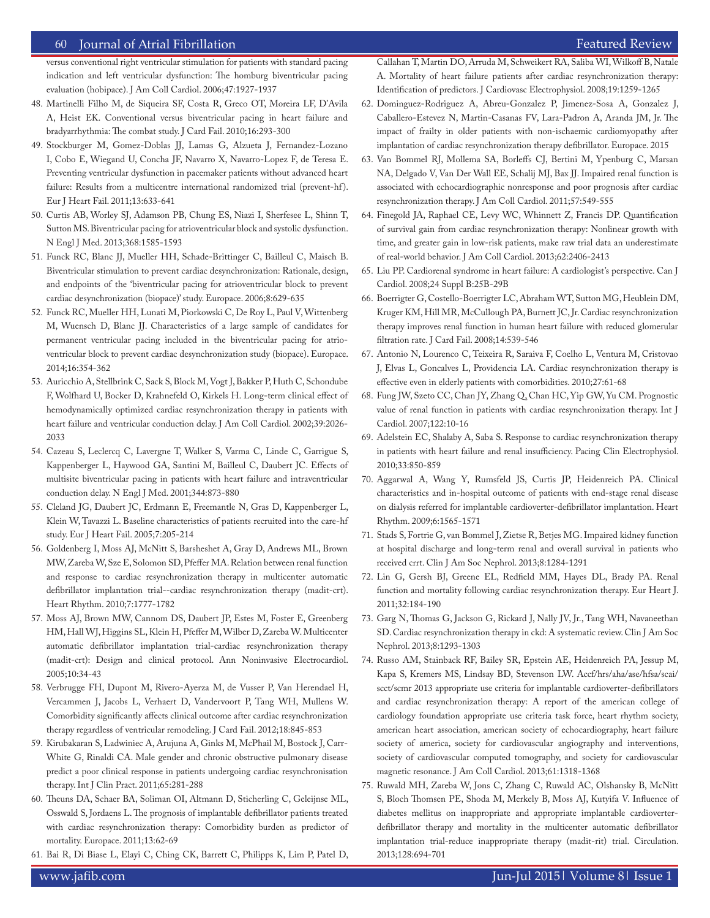versus conventional right ventricular stimulation for patients with standard pacing indication and left ventricular dysfunction: The homburg biventricular pacing evaluation (hobipace). J Am Coll Cardiol. 2006;47:1927-1937

48. Martinelli Filho M, de Siqueira SF, Costa R, Greco OT, Moreira LF, D'Avila A, Heist EK. Conventional versus biventricular pacing in heart failure and bradyarrhythmia: The combat study. J Card Fail. 2010;16:293-300
49. Stockburger M, Gomez-Doblas JJ, Lamas G, Alzueta J, Fernandez-Lozano I, Cobo E, Wiegand U, Concha JF, Navarro X, Navarro-Lopez F, de Teresa E. Preventing ventricular dysfunction in pacemaker patients without advanced heart failure: Results from a multicentre international randomized trial (prevent-hf). Eur J Heart Fail. 2011;13:633-641
50. Curtis AB, Worley SJ, Adamson PB, Chung ES, Niazi I, Sherfesee L, Shinn T, Sutton MS. Biventricular pacing for atrioventricular block and systolic dysfunction. N Engl J Med. 2013;368:1585-1593
51. Funck RC, Blanc JJ, Mueller HH, Schade-Brittinger C, Bailleul C, Maisch B. Biventricular stimulation to prevent cardiac desynchronization: Rationale, design, and endpoints of the 'biventricular pacing for atrioventricular block to prevent cardiac desynchronization (biopace)' study. Europace. 2006;8:629-635
52. Funck RC, Mueller HH, Lunati M, Piorkowski C, De Roy L, Paul V, Wittenberg M, Wuensch D, Blanc JJ. Characteristics of a large sample of candidates for permanent ventricular pacing included in the biventricular pacing for atrio-ventricular block to prevent cardiac desynchronization study (biopace). Europace. 2014;16:354-362
53. Auricchio A, Stellbrink C, Sack S, Block M, Vogt J, Bakker P, Huth C, Schondube F, Wolfhard U, Bocker D, Krahnefeld O, Kirkels H. Long-term clinical effect of hemodynamically optimized cardiac resynchronization therapy in patients with heart failure and ventricular conduction delay. J Am Coll Cardiol. 2002;39:2026-2033
54. Cazeau S, Leclercq C, Lavergne T, Walker S, Varma C, Linde C, Garrigue S, Kappenberger L, Haywood GA, Santini M, Bailleul C, Daubert JC. Effects of multisite biventricular pacing in patients with heart failure and intraventricular conduction delay. N Engl J Med. 2001;344:873-880
55. Cleland JG, Daubert JC, Erdmann E, Freemantle N, Gras D, Kappenberger L, Klein W, Tavazzi L. Baseline characteristics of patients recruited into the care-hf study. Eur J Heart Fail. 2005;7:205-214
56. Goldenberg I, Moss AJ, McNitt S, Barsheshet A, Gray D, Andrews ML, Brown MW, Zareba W, Sze E, Solomon SD, Pfeffer MA. Relation between renal function and response to cardiac resynchronization therapy in multicenter automatic defibrillator implantation trial--cardiac resynchronization therapy (madit-crt). Heart Rhythm. 2010;7:1777-1782
57. Moss AJ, Brown MW, Cannom DS, Daubert JP, Estes M, Foster E, Greenberg HM, Hall WJ, Higgins SL, Klein H, Pfeffer M, Wilber D, Zareba W. Multicenter automatic defibrillator implantation trial-cardiac resynchronization therapy (madit-crt): Design and clinical protocol. Ann Noninvasive Electrocardiol. 2005;10:34-43
58. Verbrugge FH, Dupont M, Rivero-Ayerza M, de Vusser P, Van Herendael H, Vercammen J, Jacobs L, Verhaert D, Vandervoort P, Tang WH, Mullens W. Comorbidity significantly affects clinical outcome after cardiac resynchronization therapy regardless of ventricular remodeling. J Card Fail. 2012;18:845-853
59. Kirubakaran S, Ladwiniec A, Arujuna A, Ginks M, McPhail M, Bostock J, Carr-White G, Rinaldi CA. Male gender and chronic obstructive pulmonary disease predict a poor clinical response in patients undergoing cardiac resynchronisation therapy. Int J Clin Pract. 2011;65:281-288
60. Theuns DA, Schaer BA, Soliman OI, Altmann D, Sticherling C, Geleijnse ML, Osswald S, Jordaens L. The prognosis of implantable defibrillator patients treated with cardiac resynchronization therapy: Comorbidity burden as predictor of mortality. Europace. 2011;13:62-69
61. Bai R, Di Biase L, Elayi C, Ching CK, Barrett C, Philipps K, Lim P, Patel D, Callahan T, Martin DO, Arruda M, Schweikert RA, Saliba WI, Wilkoff B, Natale A. Mortality of heart failure patients after cardiac resynchronization therapy: Identification of predictors. J Cardiovasc Electrophysiol. 2008;19:1259-1265
62. Dominguez-Rodriguez A, Abreu-Gonzalez P, Jimenez-Sosa A, Gonzalez J, Caballero-Estevez N, Martin-Casanas FV, Lara-Padron A, Aranda JM, Jr. The impact of frailty in older patients with non-ischaemic cardiomyopathy after implantation of cardiac resynchronization therapy defibrillator. Europace. 2015
63. Van Bommel RJ, Mollema SA, Borleffs CJ, Bertini M, Ypenburg C, Marsan NA, Delgado V, Van Der Wall EE, Schalij MJ, Bax JJ. Impaired renal function is associated with echocardiographic nonresponse and poor prognosis after cardiac resynchronization therapy. J Am Coll Cardiol. 2011;57:549-555
64. Finegold JA, Raphael CE, Levy WC, Whinnett Z, Francis DP. Quantification of survival gain from cardiac resynchronization therapy: Nonlinear growth with time, and greater gain in low-risk patients, make raw trial data an underestimate of real-world behavior. J Am Coll Cardiol. 2013;62:2406-2413
65. Liu PP. Cardiorenal syndrome in heart failure: A cardiologist's perspective. Can J Cardiol. 2008;24 Suppl B:25B-29B
66. Boerrigter G, Costello-Boerrigter LC, Abraham WT, Sutton MG, Heublein DM, Kruger KM, Hill MR, McCullough PA, Burnett JC, Jr. Cardiac resynchronization therapy improves renal function in human heart failure with reduced glomerular filtration rate. J Card Fail. 2008;14:539-546
67. Antonio N, Lourenco C, Teixeira R, Saraiva F, Coelho L, Ventura M, Cristovao J, Elvas L, Goncalves L, Providencia LA. Cardiac resynchronization therapy is effective even in elderly patients with comorbidities. 2010;27:61-68
68. Fung JW, Szeto CC, Chan JY, Zhang Q, Chan HC, Yip GW, Yu CM. Prognostic value of renal function in patients with cardiac resynchronization therapy. Int J Cardiol. 2007;122:10-16
69. Adelstein EC, Shalaby A, Saba S. Response to cardiac resynchronization therapy in patients with heart failure and renal insufficiency. Pacing Clin Electrophysiol. 2010;33:850-859
70. Aggarwal A, Wang Y, Rumsfeld JS, Curtis JP, Heidenreich PA. Clinical characteristics and in-hospital outcome of patients with end-stage renal disease on dialysis referred for implantable cardioverter-defibrillator implantation. Heart Rhythm. 2009;6:1565-1571
71. Stads S, Fortrie G, van Bommel J, Zietse R, Betjes MG. Impaired kidney function at hospital discharge and long-term renal and overall survival in patients who received crrt. Clin J Am Soc Nephrol. 2013;8:1284-1291
72. Lin G, Gersh BJ, Greene EL, Redfield MM, Hayes DL, Brady PA. Renal function and mortality following cardiac resynchronization therapy. Eur Heart J. 2011;32:184-190
73. Garg N, Thomas G, Jackson G, Rickard J, Nally JV, Jr., Tang WH, Navaneethan SD. Cardiac resynchronization therapy in ckd: A systematic review. Clin J Am Soc Nephrol. 2013;8:1293-1303
74. Russo AM, Stainback RF, Bailey SR, Epstein AE, Heidenreich PA, Jessup M, Kapa S, Kremers MS, Lindsay BD, Stevenson LW. Accf/hrs/aha/ase/hfsa/scai/scct/scmr 2013 appropriate use criteria for implantable cardioverter-defibrillators and cardiac resynchronization therapy: A report of the american college of cardiology foundation appropriate use criteria task force, heart rhythm society, american heart association, american society of echocardiography, heart failure society of america, society for cardiovascular angiography and interventions, society of cardiovascular computed tomography, and society for cardiovascular magnetic resonance. J Am Coll Cardiol. 2013;61:1318-1368
75. Ruwald MH, Zareba W, Jons C, Zhang C, Ruwald AC, Olshansky B, McNitt S, Bloch Thomsen PE, Shoda M, Merkely B, Moss AJ, Kutyifa V. Influence of diabetes mellitus on inappropriate and appropriate implantable cardioverter-defibrillator therapy and mortality in the multicenter automatic defibrillator implantation trial-reduce inappropriate therapy (madit-rit) trial. Circulation. 2013;128:694-701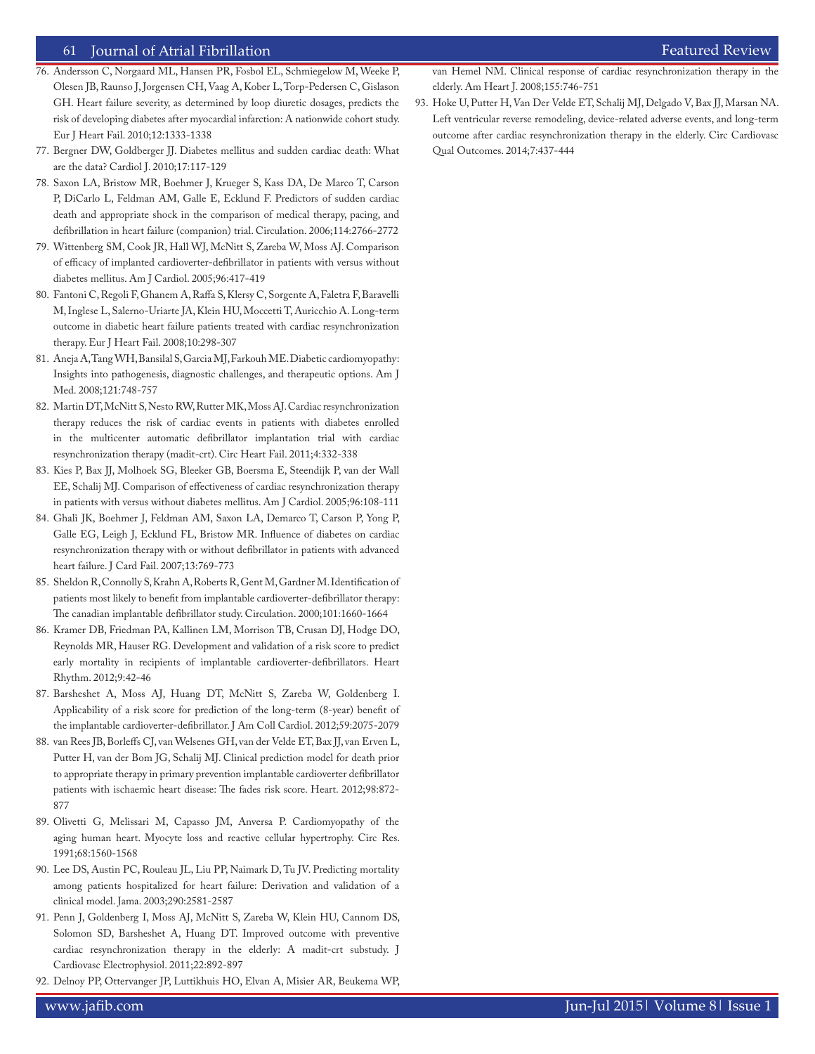76. Andersson C, Norgaard ML, Hansen PR, Fosbol EL, Schmiegelow M, Weeke P, Olesen JB, Raunso J, Jorgensen CH, Vaag A, Kober L, Torp-Pedersen C, Gislason GH. Heart failure severity, as determined by loop diuretic dosages, predicts the risk of developing diabetes after myocardial infarction: A nationwide cohort study. Eur J Heart Fail. 2010;12:1333-1338
77. Bergner DW, Goldberger JJ. Diabetes mellitus and sudden cardiac death: What are the data? Cardiol J. 2010;17:117-129
78. Saxon LA, Bristow MR, Boehmer J, Krueger S, Kass DA, De Marco T, Carson P, DiCarlo L, Feldman AM, Galle E, Ecklund F. Predictors of sudden cardiac death and appropriate shock in the comparison of medical therapy, pacing, and defibrillation in heart failure (companion) trial. Circulation. 2006;114:2766-2772
79. Wittenberg SM, Cook JR, Hall WJ, McNitt S, Zareba W, Moss AJ. Comparison of efficacy of implanted cardioverter-defibrillator in patients with versus without diabetes mellitus. Am J Cardiol. 2005;96:417-419
80. Fantoni C, Regoli F, Ghanem A, Raffa S, Klersy C, Sorgente A, Faletra F, Baravelli M, Inglese L, Salerno-Uriarte JA, Klein HU, Moccetti T, Auricchio A. Long-term outcome in diabetic heart failure patients treated with cardiac resynchronization therapy. Eur J Heart Fail. 2008;10:298-307
81. Aneja A, Tang WH, Bansilal S, Garcia MJ, Farkouh ME. Diabetic cardiomyopathy: Insights into pathogenesis, diagnostic challenges, and therapeutic options. Am J Med. 2008;121:748-757
82. Martin DT, McNitt S, Nesto RW, Rutter MK, Moss AJ. Cardiac resynchronization therapy reduces the risk of cardiac events in patients with diabetes enrolled in the multicenter automatic defibrillator implantation trial with cardiac resynchronization therapy (madit-crt). Circ Heart Fail. 2011;4:332-338
83. Kies P, Bax JJ, Molhoek SG, Bleeker GB, Boersma E, Steendijk P, van der Wall EE, Schalij MJ. Comparison of effectiveness of cardiac resynchronization therapy in patients with versus without diabetes mellitus. Am J Cardiol. 2005;96:108-111
84. Ghali JK, Boehmer J, Feldman AM, Saxon LA, Demarco T, Carson P, Yong P, Galle EG, Leigh J, Ecklund FL, Bristow MR. Influence of diabetes on cardiac resynchronization therapy with or without defibrillator in patients with advanced heart failure. J Card Fail. 2007;13:769-773
85. Sheldon R, Connolly S, Krahn A, Roberts R, Gent M, Gardner M. Identification of patients most likely to benefit from implantable cardioverter-defibrillator therapy: The canadian implantable defibrillator study. Circulation. 2000;101:1660-1664
86. Kramer DB, Friedman PA, Kallinen LM, Morrison TB, Crusan DJ, Hodge DO, Reynolds MR, Hauser RG. Development and validation of a risk score to predict early mortality in recipients of implantable cardioverter-defibrillators. Heart Rhythm. 2012;9:42-46
87. Barsheshet A, Moss AJ, Huang DT, McNitt S, Zareba W, Goldenberg I. Applicability of a risk score for prediction of the long-term (8-year) benefit of the implantable cardioverter-defibrillator. J Am Coll Cardiol. 2012;59:2075-2079
88. van Rees JB, Borleffs CJ, van Welsenes GH, van der Velde ET, Bax JJ, van Erven L, Putter H, van der Bom JG, Schalij MJ. Clinical prediction model for death prior to appropriate therapy in primary prevention implantable cardioverter defibrillator patients with ischaemic heart disease: The fades risk score. Heart. 2012;98:872-877
89. Olivetti G, Melissari M, Capasso JM, Anversa P. Cardiomyopathy of the aging human heart. Myocyte loss and reactive cellular hypertrophy. Circ Res. 1991;68:1560-1568
90. Lee DS, Austin PC, Rouleau JL, Liu PP, Naimark D, Tu JV. Predicting mortality among patients hospitalized for heart failure: Derivation and validation of a clinical model. Jama. 2003;290:2581-2587
91. Penn J, Goldenberg I, Moss AJ, McNitt S, Zareba W, Klein HU, Cannom DS, Solomon SD, Barsheshet A, Huang DT. Improved outcome with preventive cardiac resynchronization therapy in the elderly: A madit-crt substudy. J Cardiovasc Electrophysiol. 2011;22:892-897
92. Delnoy PP, Ottervanger JP, Luttikhuis HO, Elvan A, Misier AR, Beukema WP, van Hemel NM. Clinical response of cardiac resynchronization therapy in the elderly. Am Heart J. 2008;155:746-751
93. Hoke U, Putter H, Van Der Velde ET, Schalij MJ, Delgado V, Bax JJ, Marsan NA. Left ventricular reverse remodeling, device-related adverse events, and long-term outcome after cardiac resynchronization therapy in the elderly. Circ Cardiovasc Qual Outcomes. 2014;7:437-444